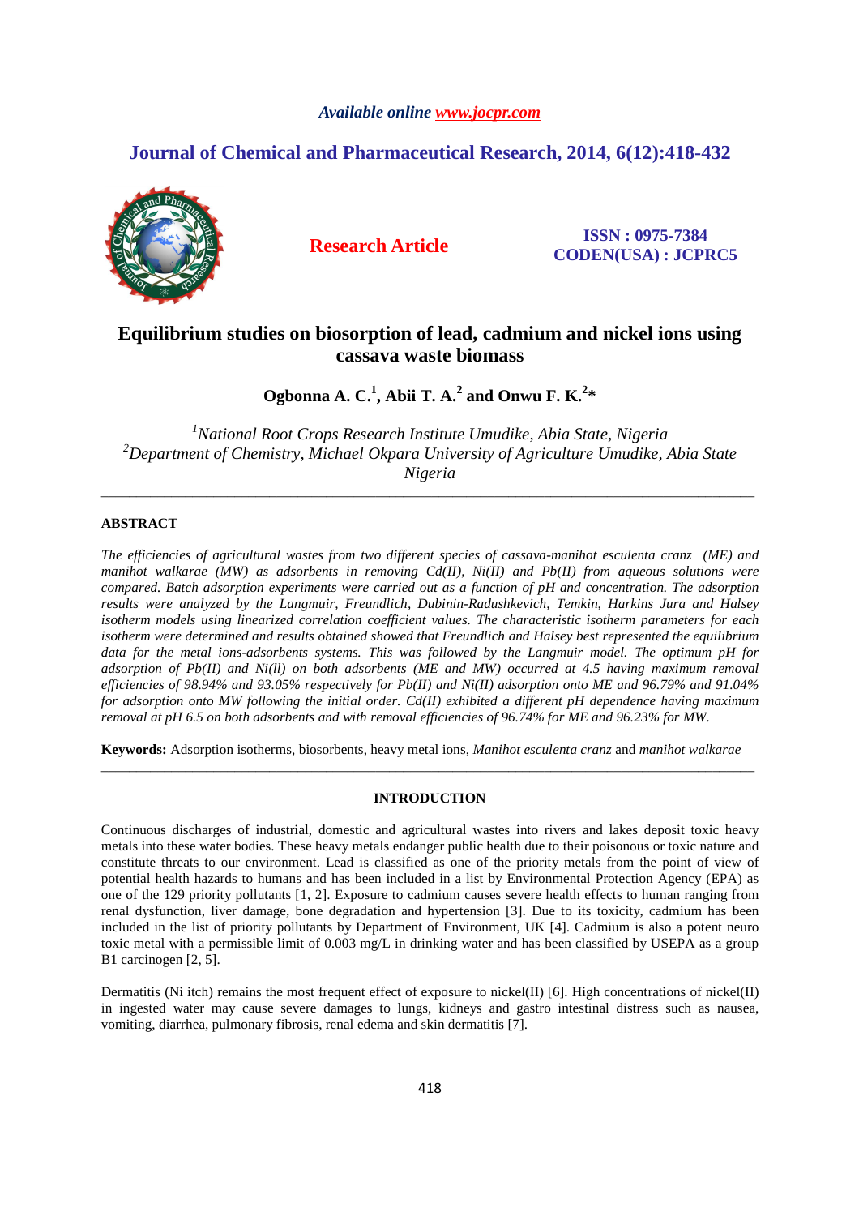Available online www.jocpr.com

# Journal of Chemical and Pharmaceutical Research, 2014, 6(12):418-432

**Research Article**

**ISSN : 0975-7384**
**CODEN(USA) : JCPRC5**

# Equilibrium studies on biosorption of lead, cadmium and nickel ions using cassava waste biomass

**Ogbonna A. C.[1], Abii T. A.[2] and Onwu F. K.[2]***

*[1]National Root Crops Research Institute Umudike, Abia State, Nigeria*
*[2]Department of Chemistry, Michael Okpara University of Agriculture Umudike, Abia State Nigeria*

---

## ABSTRACT

*The efficiencies of agricultural wastes from two different species of cassava-manihot esculenta cranz (ME) and manihot walkarae (MW) as adsorbents in removing Cd(II), Ni(II) and Pb(II) from aqueous solutions were compared. Batch adsorption experiments were carried out as a function of pH and concentration. The adsorption results were analyzed by the Langmuir, Freundlich, Dubinin-Radushkevich, Temkin, Harkins Jura and Halsey isotherm models using linearized correlation coefficient values. The characteristic isotherm parameters for each isotherm were determined and results obtained showed that Freundlich and Halsey best represented the equilibrium data for the metal ions-adsorbents systems. This was followed by the Langmuir model. The optimum pH for adsorption of Pb(II) and Ni(ll) on both adsorbents (ME and MW) occurred at 4.5 having maximum removal efficiencies of 98.94% and 93.05% respectively for Pb(II) and Ni(II) adsorption onto ME and 96.79% and 91.04% for adsorption onto MW following the initial order. Cd(II) exhibited a different pH dependence having maximum removal at pH 6.5 on both adsorbents and with removal efficiencies of 96.74% for ME and 96.23% for MW.*

**Keywords:** Adsorption isotherms, biosorbents, heavy metal ions, *Manihot esculenta cranz* and *manihot walkarae*

---

## INTRODUCTION

Continuous discharges of industrial, domestic and agricultural wastes into rivers and lakes deposit toxic heavy metals into these water bodies. These heavy metals endanger public health due to their poisonous or toxic nature and constitute threats to our environment. Lead is classified as one of the priority metals from the point of view of potential health hazards to humans and has been included in a list by Environmental Protection Agency (EPA) as one of the 129 priority pollutants [1, 2]. Exposure to cadmium causes severe health effects to human ranging from renal dysfunction, liver damage, bone degradation and hypertension [3]. Due to its toxicity, cadmium has been included in the list of priority pollutants by Department of Environment, UK [4]. Cadmium is also a potent neuro toxic metal with a permissible limit of 0.003 mg/L in drinking water and has been classified by USEPA as a group B1 carcinogen [2, 5].

Dermatitis (Ni itch) remains the most frequent effect of exposure to nickel(II) [6]. High concentrations of nickel(II) in ingested water may cause severe damages to lungs, kidneys and gastro intestinal distress such as nausea, vomiting, diarrhea, pulmonary fibrosis, renal edema and skin dermatitis [7].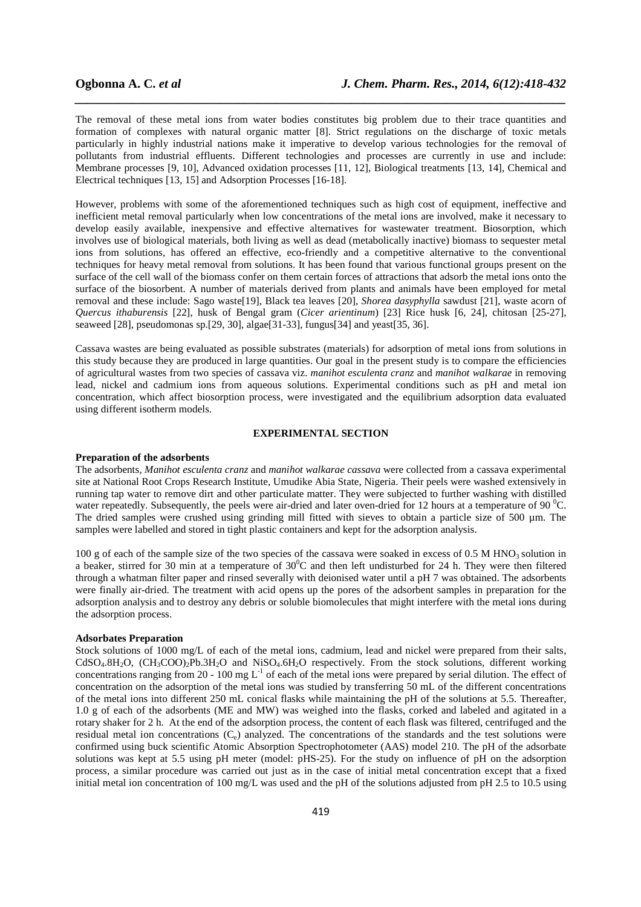The removal of these metal ions from water bodies constitutes big problem due to their trace quantities and formation of complexes with natural organic matter [8]. Strict regulations on the discharge of toxic metals particularly in highly industrial nations make it imperative to develop various technologies for the removal of pollutants from industrial effluents. Different technologies and processes are currently in use and include: Membrane processes [9, 10], Advanced oxidation processes [11, 12], Biological treatments [13, 14], Chemical and Electrical techniques [13, 15] and Adsorption Processes [16-18].

However, problems with some of the aforementioned techniques such as high cost of equipment, ineffective and inefficient metal removal particularly when low concentrations of the metal ions are involved, make it necessary to develop easily available, inexpensive and effective alternatives for wastewater treatment. Biosorption, which involves use of biological materials, both living as well as dead (metabolically inactive) biomass to sequester metal ions from solutions, has offered an effective, eco-friendly and a competitive alternative to the conventional techniques for heavy metal removal from solutions. It has been found that various functional groups present on the surface of the cell wall of the biomass confer on them certain forces of attractions that adsorb the metal ions onto the surface of the biosorbent. A number of materials derived from plants and animals have been employed for metal removal and these include: Sago waste[19], Black tea leaves [20], *Shorea dasyphylla* sawdust [21], waste acorn of *Quercus ithaburensis* [22], husk of Bengal gram (*Cicer arientinum*) [23] Rice husk [6, 24], chitosan [25-27], seaweed [28], pseudomonas sp.[29, 30], algae[31-33], fungus[34] and yeast[35, 36].

Cassava wastes are being evaluated as possible substrates (materials) for adsorption of metal ions from solutions in this study because they are produced in large quantities. Our goal in the present study is to compare the efficiencies of agricultural wastes from two species of cassava viz. *manihot esculenta cranz* and *manihot walkarae* in removing lead, nickel and cadmium ions from aqueous solutions. Experimental conditions such as pH and metal ion concentration, which affect biosorption process, were investigated and the equilibrium adsorption data evaluated using different isotherm models.

## EXPERIMENTAL SECTION

### Preparation of the adsorbents

The adsorbents, *Manihot esculenta cranz* and *manihot walkarae cassava* were collected from a cassava experimental site at National Root Crops Research Institute, Umudike Abia State, Nigeria. Their peels were washed extensively in running tap water to remove dirt and other particulate matter. They were subjected to further washing with distilled water repeatedly. Subsequently, the peels were air-dried and later oven-dried for 12 hours at a temperature of 90 $^0$C. The dried samples were crushed using grinding mill fitted with sieves to obtain a particle size of 500 µm. The samples were labelled and stored in tight plastic containers and kept for the adsorption analysis.

100 g of each of the sample size of the two species of the cassava were soaked in excess of 0.5 M $HNO_3$ solution in a beaker, stirred for 30 min at a temperature of 30$^0$C and then left undisturbed for 24 h. They were then filtered through a whatman filter paper and rinsed severally with deionised water until a pH 7 was obtained. The adsorbents were finally air-dried. The treatment with acid opens up the pores of the adsorbent samples in preparation for the adsorption analysis and to destroy any debris or soluble biomolecules that might interfere with the metal ions during the adsorption process.

### Adsorbates Preparation

Stock solutions of 1000 mg/L of each of the metal ions, cadmium, lead and nickel were prepared from their salts, $CdSO_4.8H_2O$, $(CH_3COO)_2Pb.3H_2O$ and $NiSO_4.6H_2O$ respectively. From the stock solutions, different working concentrations ranging from 20 - 100 mg $L^{-1}$ of each of the metal ions were prepared by serial dilution. The effect of concentration on the adsorption of the metal ions was studied by transferring 50 mL of the different concentrations of the metal ions into different 250 mL conical flasks while maintaining the pH of the solutions at 5.5. Thereafter, 1.0 g of each of the adsorbents (ME and MW) was weighed into the flasks, corked and labeled and agitated in a rotary shaker for 2 h. At the end of the adsorption process, the content of each flask was filtered, centrifuged and the residual metal ion concentrations ($C_e$) analyzed. The concentrations of the standards and the test solutions were confirmed using buck scientific Atomic Absorption Spectrophotometer (AAS) model 210. The pH of the adsorbate solutions was kept at 5.5 using pH meter (model: pHS-25). For the study on influence of pH on the adsorption process, a similar procedure was carried out just as in the case of initial metal concentration except that a fixed initial metal ion concentration of 100 mg/L was used and the pH of the solutions adjusted from pH 2.5 to 10.5 using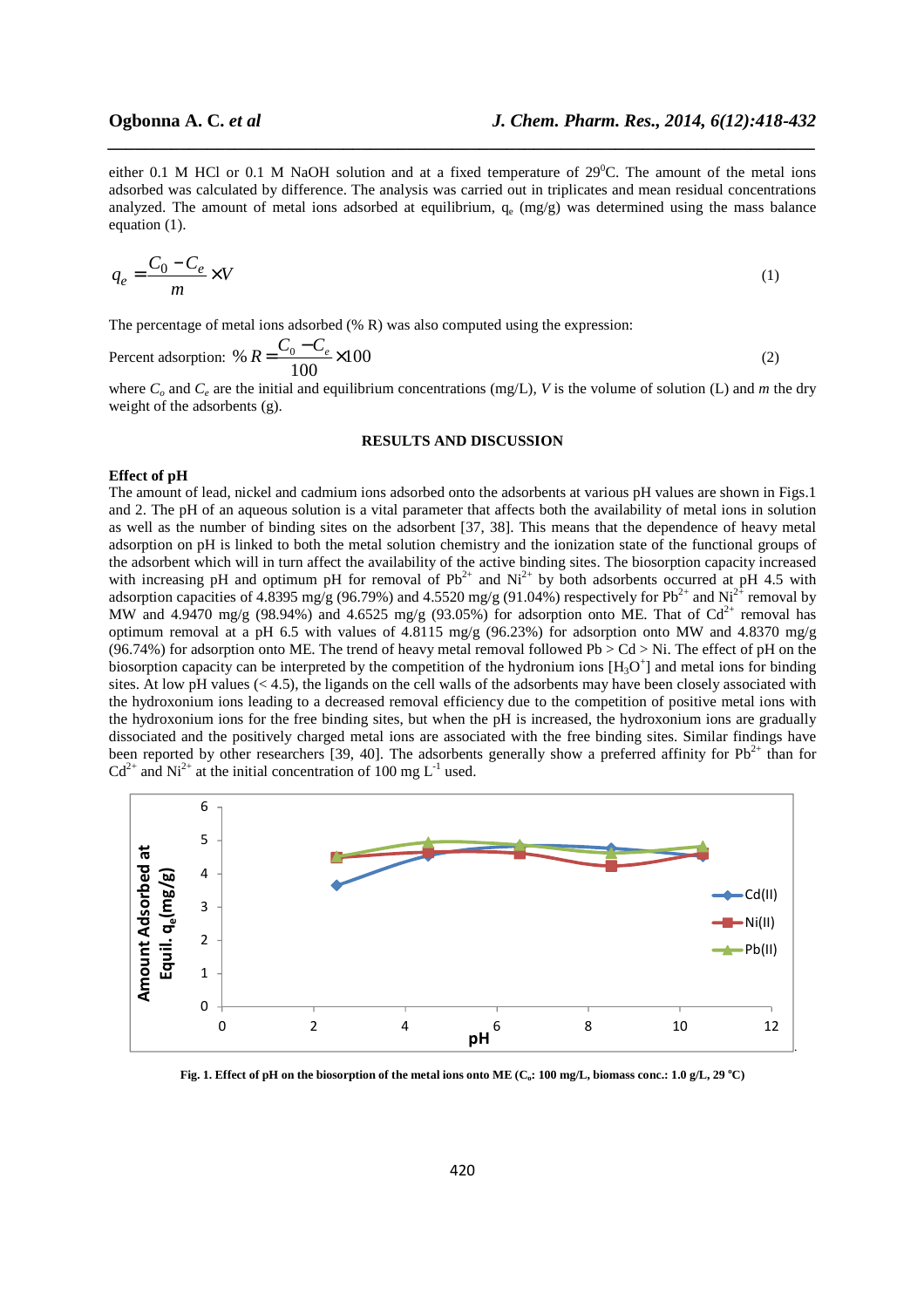either 0.1 M HCl or 0.1 M NaOH solution and at a fixed temperature of 29$^0$C. The amount of the metal ions adsorbed was calculated by difference. The analysis was carried out in triplicates and mean residual concentrations analyzed. The amount of metal ions adsorbed at equilibrium, $q_e$ (mg/g) was determined using the mass balance equation (1).

$$q_e = \frac{C_0 - C_e}{m} \times V \tag{1}$$

The percentage of metal ions adsorbed (% R) was also computed using the expression:

$$\text{Percent adsorption: } \%R = \frac{C_0 - C_e}{100} \times 100 \tag{2}$$

where $C_o$ and $C_e$ are the initial and equilibrium concentrations (mg/L), $V$ is the volume of solution (L) and $m$ the dry weight of the adsorbents (g).

## RESULTS AND DISCUSSION

### Effect of pH

The amount of lead, nickel and cadmium ions adsorbed onto the adsorbents at various pH values are shown in Figs.1 and 2. The pH of an aqueous solution is a vital parameter that affects both the availability of metal ions in solution as well as the number of binding sites on the adsorbent [37, 38]. This means that the dependence of heavy metal adsorption on pH is linked to both the metal solution chemistry and the ionization state of the functional groups of the adsorbent which will in turn affect the availability of the active binding sites. The biosorption capacity increased with increasing pH and optimum pH for removal of $Pb^{2+}$ and $Ni^{2+}$ by both adsorbents occurred at pH 4.5 with adsorption capacities of 4.8395 mg/g (96.79%) and 4.5520 mg/g (91.04%) respectively for $Pb^{2+}$ and $Ni^{2+}$ removal by MW and 4.9470 mg/g (98.94%) and 4.6525 mg/g (93.05%) for adsorption onto ME. That of $Cd^{2+}$ removal has optimum removal at a pH 6.5 with values of 4.8115 mg/g (96.23%) for adsorption onto MW and 4.8370 mg/g (96.74%) for adsorption onto ME. The trend of heavy metal removal followed Pb > Cd > Ni. The effect of pH on the biosorption capacity can be interpreted by the competition of the hydronium ions [$H_3O^+$] and metal ions for binding sites. At low pH values (< 4.5), the ligands on the cell walls of the adsorbents may have been closely associated with the hydroxonium ions leading to a decreased removal efficiency due to the competition of positive metal ions with the hydroxonium ions for the free binding sites, but when the pH is increased, the hydroxonium ions are gradually dissociated and the positively charged metal ions are associated with the free binding sites. Similar findings have been reported by other researchers [39, 40]. The adsorbents generally show a preferred affinity for $Pb^{2+}$ than for $Cd^{2+}$ and $Ni^{2+}$ at the initial concentration of 100 mg $L^{-1}$ used.

**Fig. 1. Effect of pH on the biosorption of the metal ions onto ME ($C_o$: 100 mg/L, biomass conc.: 1.0 g/L, 29 $^o$C)**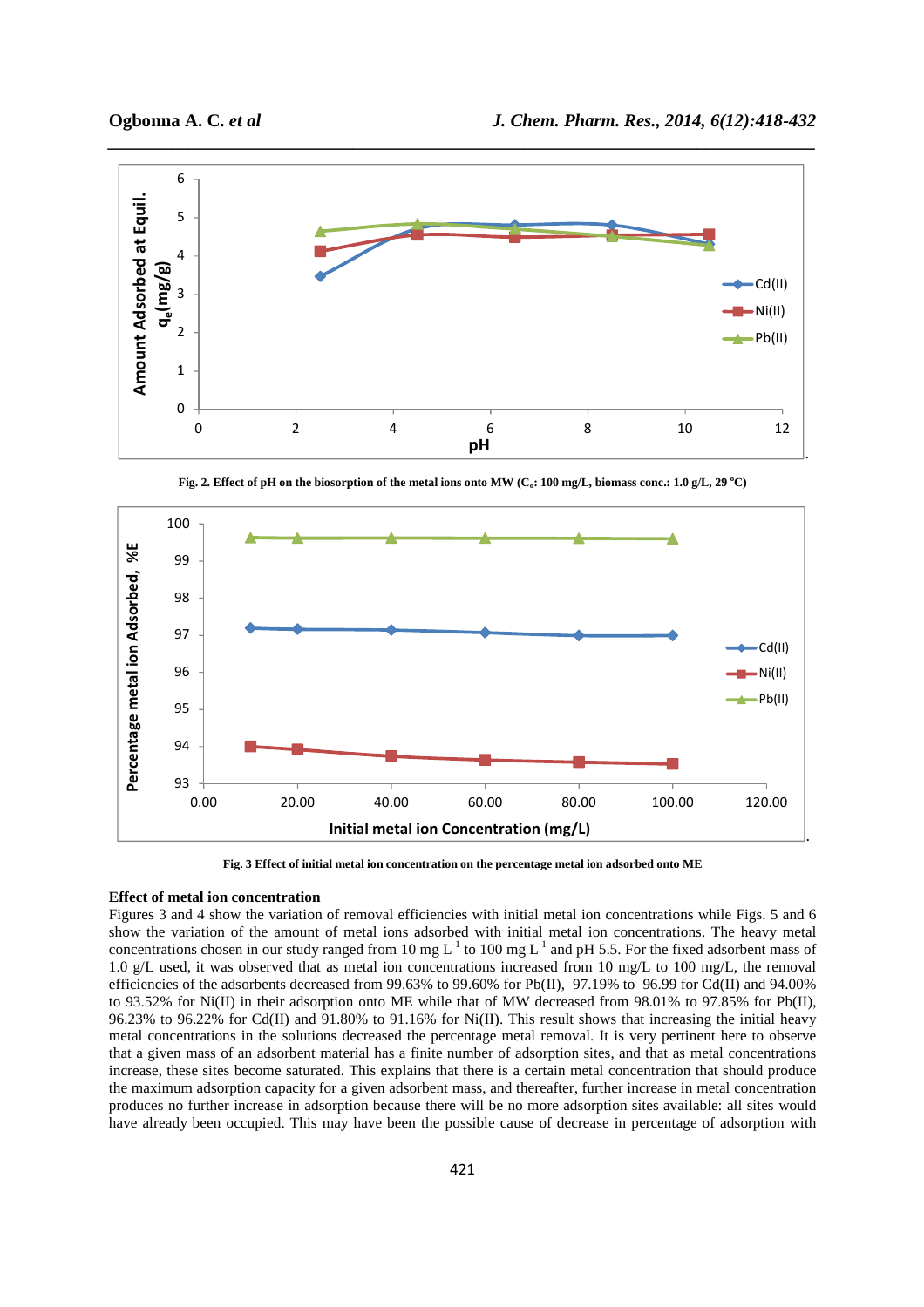Fig. 2. Effect of pH on the biosorption of the metal ions onto MW ($C_o$: 100 mg/L, biomass conc.: 1.0 g/L, 29 °C)

Fig. 3 Effect of initial metal ion concentration on the percentage metal ion adsorbed onto ME

### Effect of metal ion concentration

Figures 3 and 4 show the variation of removal efficiencies with initial metal ion concentrations while Figs. 5 and 6 show the variation of the amount of metal ions adsorbed with initial metal ion concentrations. The heavy metal concentrations chosen in our study ranged from 10 mg $L^{-1}$ to 100 mg $L^{-1}$ and pH 5.5. For the fixed adsorbent mass of 1.0 g/L used, it was observed that as metal ion concentrations increased from 10 mg/L to 100 mg/L, the removal efficiencies of the adsorbents decreased from 99.63% to 99.60% for Pb(II), 97.19% to 96.99 for Cd(II) and 94.00% to 93.52% for Ni(II) in their adsorption onto ME while that of MW decreased from 98.01% to 97.85% for Pb(II), 96.23% to 96.22% for Cd(II) and 91.80% to 91.16% for Ni(II). This result shows that increasing the initial heavy metal concentrations in the solutions decreased the percentage metal removal. It is very pertinent here to observe that a given mass of an adsorbent material has a finite number of adsorption sites, and that as metal concentrations increase, these sites become saturated. This explains that there is a certain metal concentration that should produce the maximum adsorption capacity for a given adsorbent mass, and thereafter, further increase in metal concentration produces no further increase in adsorption because there will be no more adsorption sites available: all sites would have already been occupied. This may have been the possible cause of decrease in percentage of adsorption with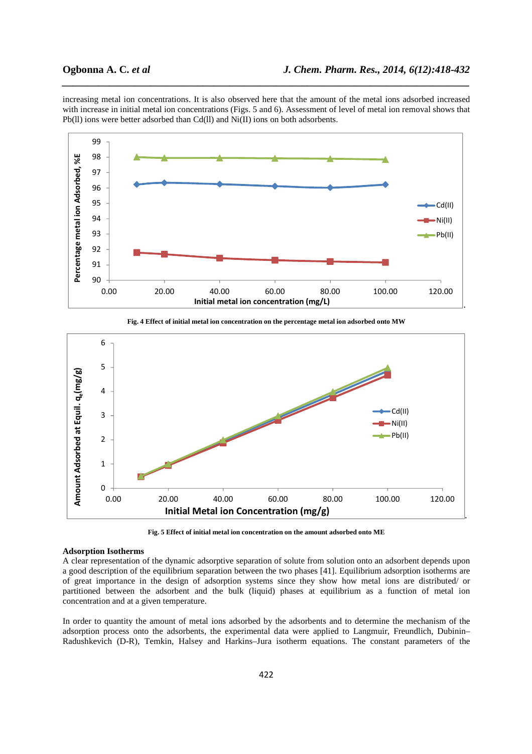increasing metal ion concentrations. It is also observed here that the amount of the metal ions adsorbed increased with increase in initial metal ion concentrations (Figs. 5 and 6). Assessment of level of metal ion removal shows that Pb(ll) ions were better adsorbed than Cd(ll) and Ni(II) ions on both adsorbents.

**Fig. 4 Effect of initial metal ion concentration on the percentage metal ion adsorbed onto MW**

**Fig. 5 Effect of initial metal ion concentration on the amount adsorbed onto ME**

### Adsorption Isotherms

A clear representation of the dynamic adsorptive separation of solute from solution onto an adsorbent depends upon a good description of the equilibrium separation between the two phases [41]. Equilibrium adsorption isotherms are of great importance in the design of adsorption systems since they show how metal ions are distributed/ or partitioned between the adsorbent and the bulk (liquid) phases at equilibrium as a function of metal ion concentration and at a given temperature.

In order to quantity the amount of metal ions adsorbed by the adsorbents and to determine the mechanism of the adsorption process onto the adsorbents, the experimental data were applied to Langmuir, Freundlich, Dubinin–Radushkevich (D-R), Temkin, Halsey and Harkins–Jura isotherm equations. The constant parameters of the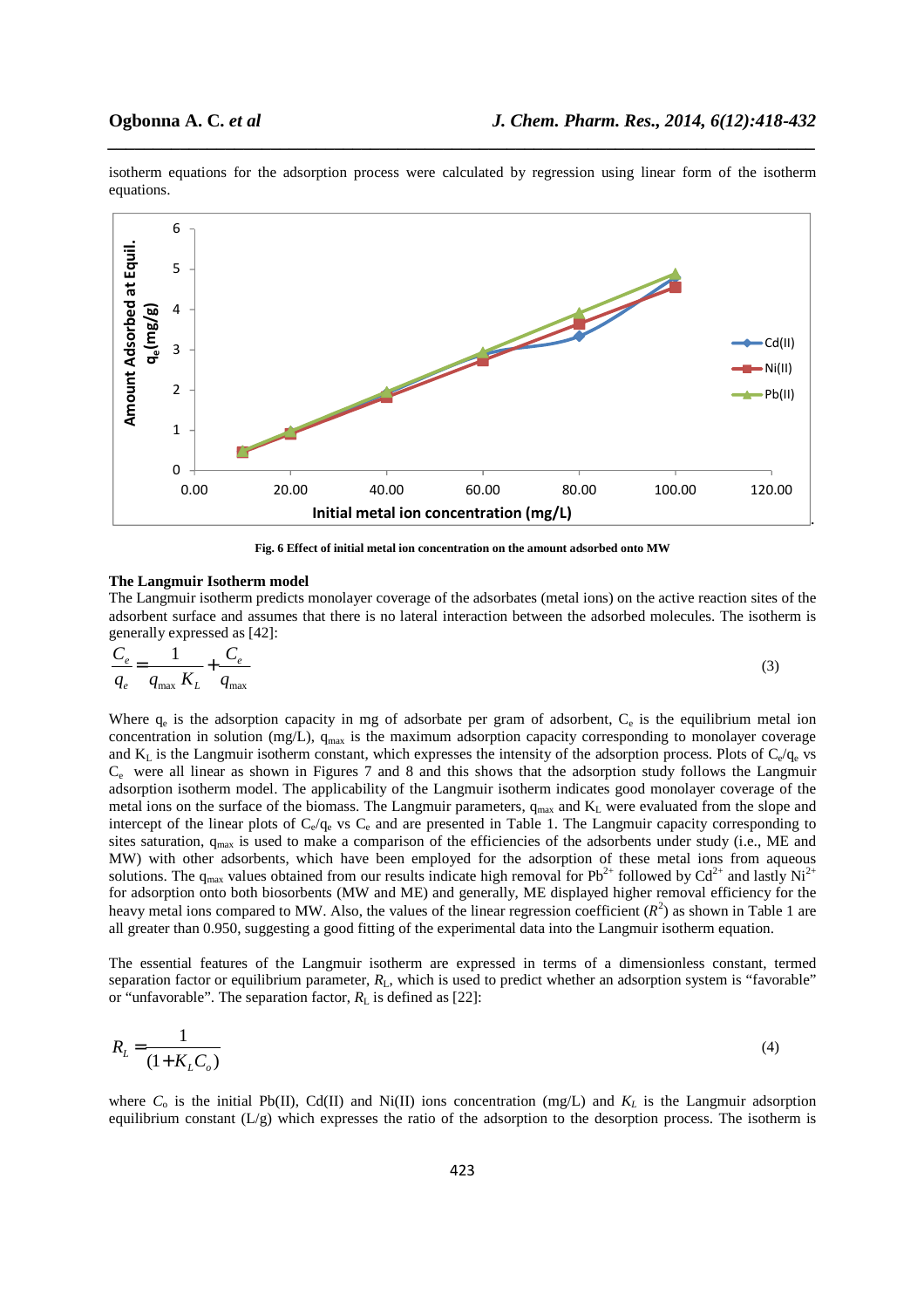isotherm equations for the adsorption process were calculated by regression using linear form of the isotherm equations.

Fig. 6 Effect of initial metal ion concentration on the amount adsorbed onto MW

### The Langmuir Isotherm model

The Langmuir isotherm predicts monolayer coverage of the adsorbates (metal ions) on the active reaction sites of the adsorbent surface and assumes that there is no lateral interaction between the adsorbed molecules. The isotherm is generally expressed as [42]:

$$\frac{C_e}{q_e} = \frac{1}{q_{\max} K_L} + \frac{C_e}{q_{\max}} \tag{3}$$

Where $q_e$ is the adsorption capacity in mg of adsorbate per gram of adsorbent, $C_e$ is the equilibrium metal ion concentration in solution (mg/L), $q_{max}$ is the maximum adsorption capacity corresponding to monolayer coverage and $K_L$ is the Langmuir isotherm constant, which expresses the intensity of the adsorption process. Plots of $C_e/q_e$ vs $C_e$ were all linear as shown in Figures 7 and 8 and this shows that the adsorption study follows the Langmuir adsorption isotherm model. The applicability of the Langmuir isotherm indicates good monolayer coverage of the metal ions on the surface of the biomass. The Langmuir parameters, $q_{max}$ and $K_L$ were evaluated from the slope and intercept of the linear plots of $C_e/q_e$ vs $C_e$ and are presented in Table 1. The Langmuir capacity corresponding to sites saturation, $q_{max}$ is used to make a comparison of the efficiencies of the adsorbents under study (i.e., ME and MW) with other adsorbents, which have been employed for the adsorption of these metal ions from aqueous solutions. The $q_{max}$ values obtained from our results indicate high removal for $Pb^{2+}$ followed by $Cd^{2+}$ and lastly $Ni^{2+}$ for adsorption onto both biosorbents (MW and ME) and generally, ME displayed higher removal efficiency for the heavy metal ions compared to MW. Also, the values of the linear regression coefficient ($R^2$) as shown in Table 1 are all greater than 0.950, suggesting a good fitting of the experimental data into the Langmuir isotherm equation.

The essential features of the Langmuir isotherm are expressed in terms of a dimensionless constant, termed separation factor or equilibrium parameter, $R_L$, which is used to predict whether an adsorption system is "favorable" or "unfavorable". The separation factor, $R_L$ is defined as [22]:

$$R_L = \frac{1}{(1 + K_L C_o)} \tag{4}$$

where $C_o$ is the initial Pb(II), Cd(II) and Ni(II) ions concentration (mg/L) and $K_L$ is the Langmuir adsorption equilibrium constant (L/g) which expresses the ratio of the adsorption to the desorption process. The isotherm is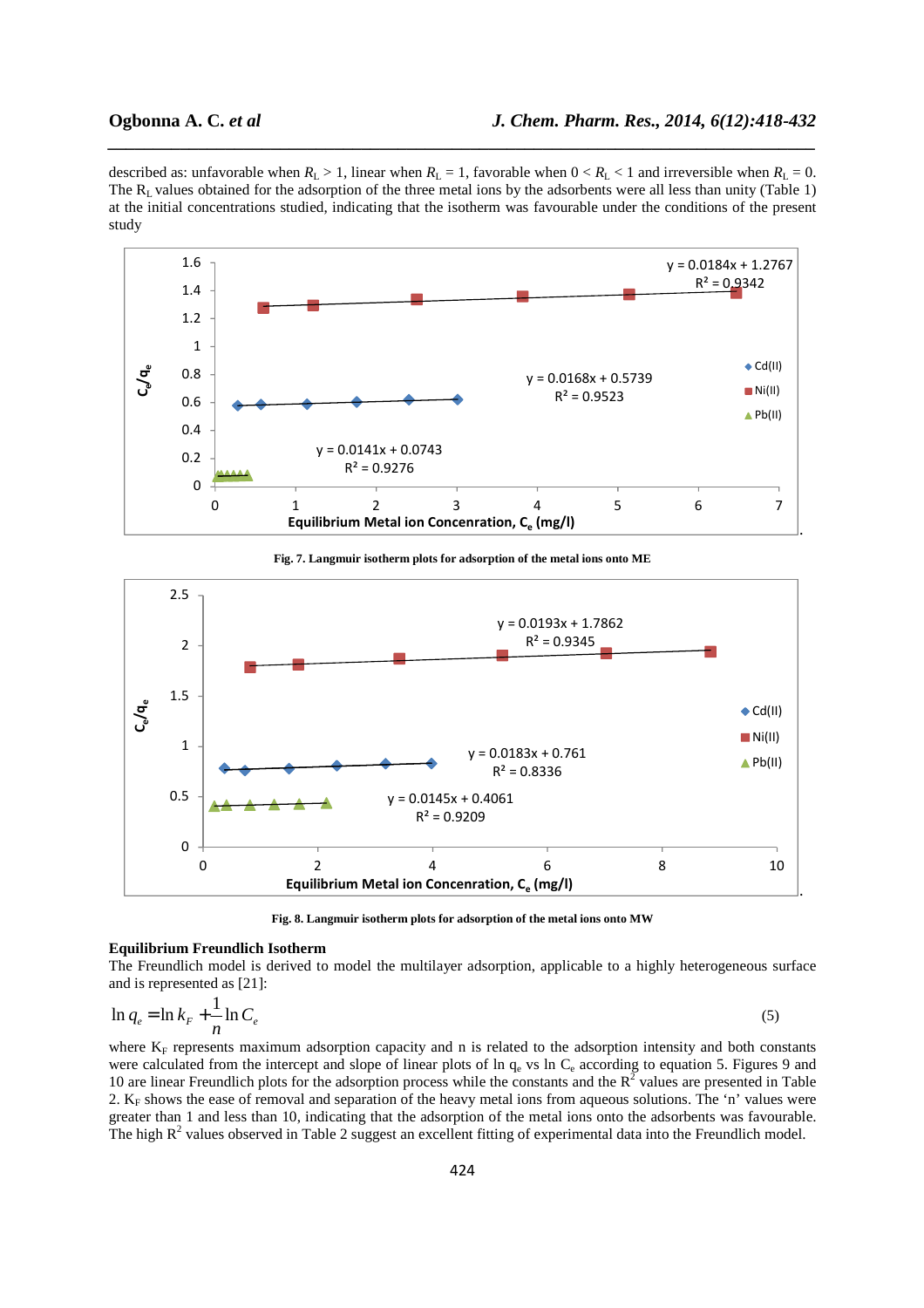described as: unfavorable when $R_L > 1$, linear when $R_L = 1$, favorable when $0 < R_L < 1$ and irreversible when $R_L = 0$. The $R_L$ values obtained for the adsorption of the three metal ions by the adsorbents were all less than unity (Table 1) at the initial concentrations studied, indicating that the isotherm was favourable under the conditions of the present study

**Fig. 7. Langmuir isotherm plots for adsorption of the metal ions onto ME**

**Fig. 8. Langmuir isotherm plots for adsorption of the metal ions onto MW**

### Equilibrium Freundlich Isotherm

The Freundlich model is derived to model the multilayer adsorption, applicable to a highly heterogeneous surface and is represented as [21]:

$$\ln q_e = \ln k_F + \frac{1}{n} \ln C_e \tag{5}$$

where $K_F$ represents maximum adsorption capacity and n is related to the adsorption intensity and both constants were calculated from the intercept and slope of linear plots of ln $q_e$ vs ln $C_e$ according to equation 5. Figures 9 and 10 are linear Freundlich plots for the adsorption process while the constants and the $R^2$ values are presented in Table 2. $K_F$ shows the ease of removal and separation of the heavy metal ions from aqueous solutions. The 'n' values were greater than 1 and less than 10, indicating that the adsorption of the metal ions onto the adsorbents was favourable. The high $R^2$ values observed in Table 2 suggest an excellent fitting of experimental data into the Freundlich model.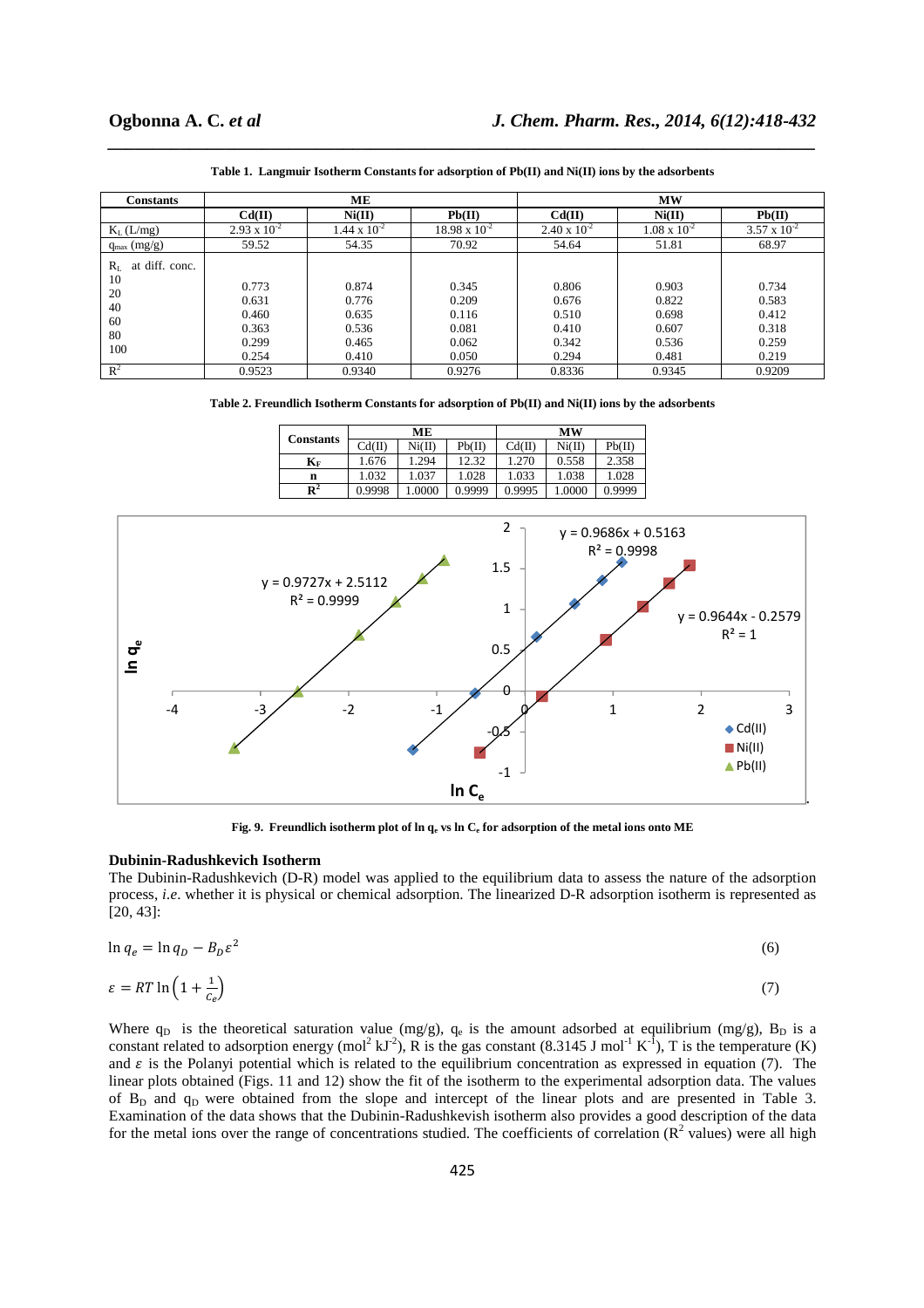**Table 1. Langmuir Isotherm Constants for adsorption of Pb(II) and Ni(II) ions by the adsorbents**

| Constants | ME | | | MW | | |
|---|---|---|---|---|---|---|
| | Cd(II) | Ni(II) | Pb(II) | Cd(II) | Ni(II) | Pb(II) |
| $K_L$ (L/mg) | $2.93 \times 10^{-2}$ | $1.44 \times 10^{-2}$ | $18.98 \times 10^{-2}$ | $2.40 \times 10^{-2}$ | $1.08 \times 10^{-2}$ | $3.57 \times 10^{-2}$ |
| $q_{max}$ (mg/g) | 59.52 | 54.35 | 70.92 | 54.64 | 51.81 | 68.97 |
| $R_L$ at diff. conc. | | | | | | |
| 10 | 0.773 | 0.874 | 0.345 | 0.806 | 0.903 | 0.734 |
| 20 | 0.631 | 0.776 | 0.209 | 0.676 | 0.822 | 0.583 |
| 40 | 0.460 | 0.635 | 0.116 | 0.510 | 0.698 | 0.412 |
| 60 | 0.363 | 0.536 | 0.081 | 0.410 | 0.607 | 0.318 |
| 80 | 0.299 | 0.465 | 0.062 | 0.342 | 0.536 | 0.259 |
| 100 | 0.254 | 0.410 | 0.050 | 0.294 | 0.481 | 0.219 |
| $R^2$ | 0.9523 | 0.9340 | 0.9276 | 0.8336 | 0.9345 | 0.9209 |

**Table 2. Freundlich Isotherm Constants for adsorption of Pb(II) and Ni(II) ions by the adsorbents**

| Constants | ME | | | MW | | |
|---|---|---|---|---|---|---|
| | Cd(II) | Ni(II) | Pb(II) | Cd(II) | Ni(II) | Pb(II) |
| $K_F$ | 1.676 | 1.294 | 12.32 | 1.270 | 0.558 | 2.358 |
| n | 1.032 | 1.037 | 1.028 | 1.033 | 1.038 | 1.028 |
| $R^2$ | 0.9998 | 1.0000 | 0.9999 | 0.9995 | 1.0000 | 0.9999 |

**Fig. 9. Freundlich isotherm plot of ln $q_e$ vs ln $C_e$ for adsorption of the metal ions onto ME**

### Dubinin-Radushkevich Isotherm

The Dubinin-Radushkevich (D-R) model was applied to the equilibrium data to assess the nature of the adsorption process, *i.e*. whether it is physical or chemical adsorption. The linearized D-R adsorption isotherm is represented as [20, 43]:

$$\ln q_e = \ln q_D - B_D \varepsilon^2 \quad (6)$$

$$\varepsilon = RT \ln\left(1 + \frac{1}{C_e}\right) \quad (7)$$

Where $q_D$ is the theoretical saturation value (mg/g), $q_e$ is the amount adsorbed at equilibrium (mg/g), $B_D$ is a constant related to adsorption energy ($mol^2$ $kJ^{-2}$), R is the gas constant (8.3145 J $mol^{-1}$ $K^{-1}$), T is the temperature (K) and $\varepsilon$ is the Polanyi potential which is related to the equilibrium concentration as expressed in equation (7). The linear plots obtained (Figs. 11 and 12) show the fit of the isotherm to the experimental adsorption data. The values of $B_D$ and $q_D$ were obtained from the slope and intercept of the linear plots and are presented in Table 3. Examination of the data shows that the Dubinin-Radushkevish isotherm also provides a good description of the data for the metal ions over the range of concentrations studied. The coefficients of correlation ($R^2$ values) were all high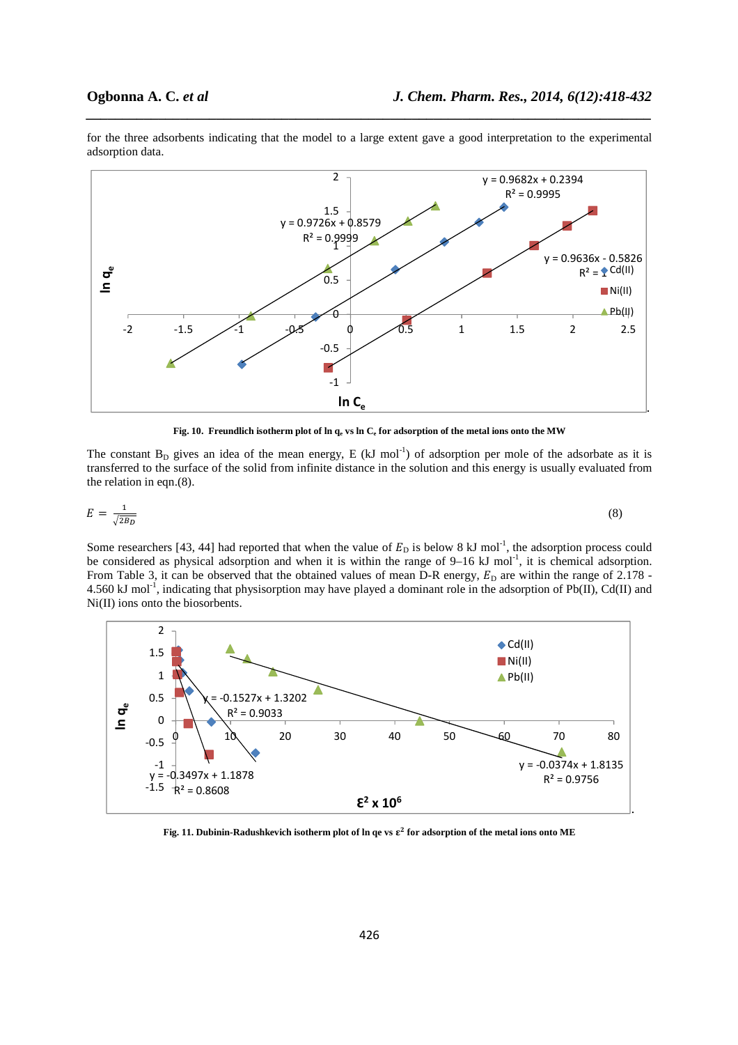for the three adsorbents indicating that the model to a large extent gave a good interpretation to the experimental adsorption data.

**Fig. 10. Freundlich isotherm plot of ln $q_e$ vs ln $C_e$ for adsorption of the metal ions onto the MW**

The constant $B_D$ gives an idea of the mean energy, E (kJ mol$^{-1}$) of adsorption per mole of the adsorbate as it is transferred to the surface of the solid from infinite distance in the solution and this energy is usually evaluated from the relation in eqn.(8).

$$E = \frac{1}{\sqrt{2B_D}} \tag{8}$$

Some researchers [43, 44] had reported that when the value of $E_D$ is below 8 kJ mol$^{-1}$, the adsorption process could be considered as physical adsorption and when it is within the range of 9–16 kJ mol$^{-1}$, it is chemical adsorption. From Table 3, it can be observed that the obtained values of mean D-R energy, $E_D$ are within the range of 2.178 - 4.560 kJ mol$^{-1}$, indicating that physisorption may have played a dominant role in the adsorption of Pb(II), Cd(II) and Ni(II) ions onto the biosorbents.

**Fig. 11. Dubinin-Radushkevich isotherm plot of ln qe vs $\varepsilon^2$ for adsorption of the metal ions onto ME**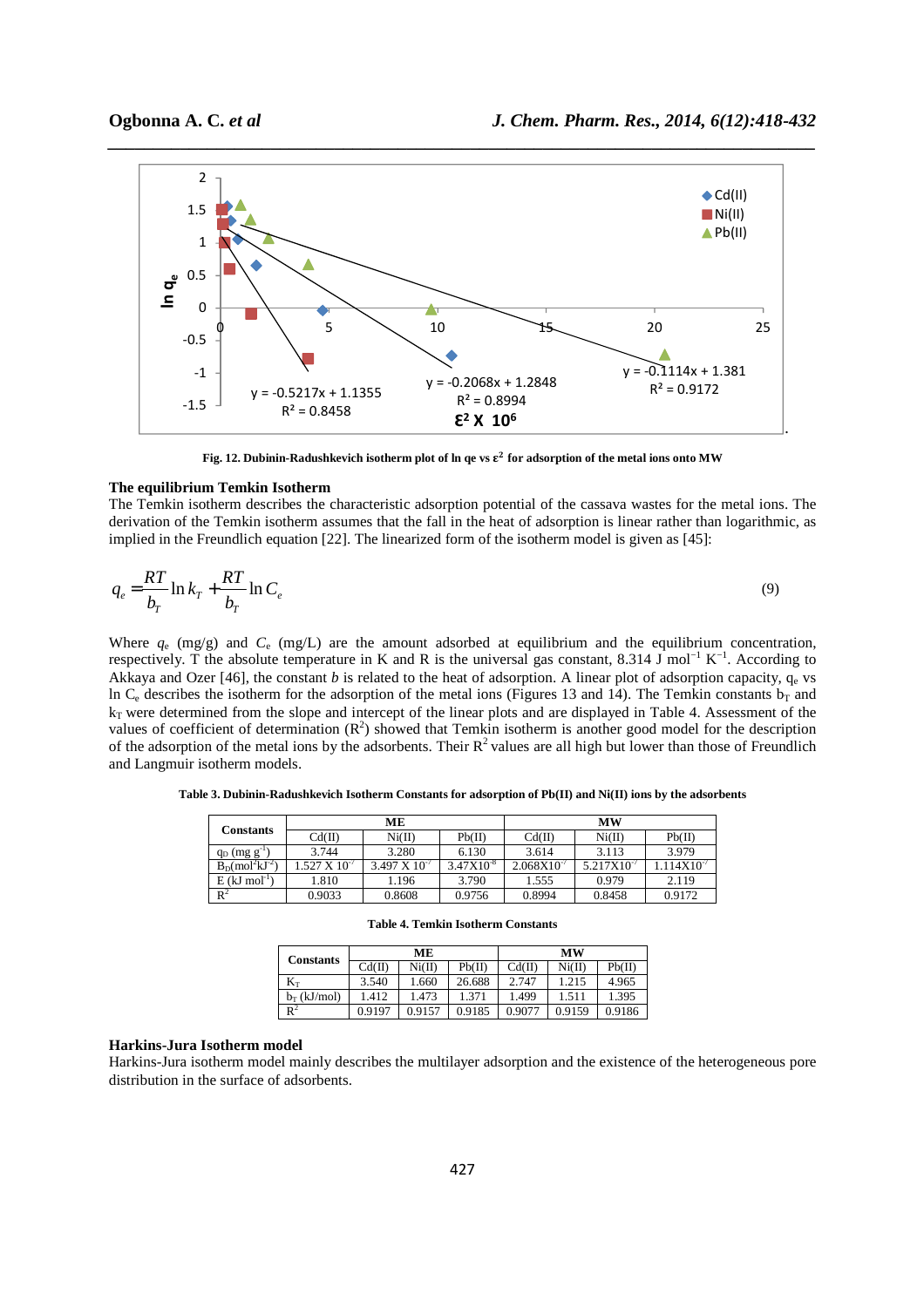Fig. 12. Dubinin-Radushkevich isotherm plot of ln qe vs $\varepsilon^2$ for adsorption of the metal ions onto MW

**The equilibrium Temkin Isotherm**

The Temkin isotherm describes the characteristic adsorption potential of the cassava wastes for the metal ions. The derivation of the Temkin isotherm assumes that the fall in the heat of adsorption is linear rather than logarithmic, as implied in the Freundlich equation [22]. The linearized form of the isotherm model is given as [45]:

$$q_e = \frac{RT}{b_T}\ln k_T + \frac{RT}{b_T}\ln C_e \tag{9}$$

Where $q_e$ (mg/g) and $C_e$ (mg/L) are the amount adsorbed at equilibrium and the equilibrium concentration, respectively. T the absolute temperature in K and R is the universal gas constant, 8.314 J $mol^{-1}$ $K^{-1}$. According to Akkaya and Ozer [46], the constant $b$ is related to the heat of adsorption. A linear plot of adsorption capacity, $q_e$ vs ln $C_e$ describes the isotherm for the adsorption of the metal ions (Figures 13 and 14). The Temkin constants $b_T$ and $k_T$ were determined from the slope and intercept of the linear plots and are displayed in Table 4. Assessment of the values of coefficient of determination ($R^2$) showed that Temkin isotherm is another good model for the description of the adsorption of the metal ions by the adsorbents. Their $R^2$ values are all high but lower than those of Freundlich and Langmuir isotherm models.

**Table 3. Dubinin-Radushkevich Isotherm Constants for adsorption of Pb(II) and Ni(II) ions by the adsorbents**

| Constants | ME | | | MW | | |
|---|---|---|---|---|---|---|
| | Cd(II) | Ni(II) | Pb(II) | Cd(II) | Ni(II) | Pb(II) |
| $q_D$ (mg $g^{-1}$) | 3.744 | 3.280 | 6.130 | 3.614 | 3.113 | 3.979 |
| $B_D$($mol^2kJ^{-2}$) | 1.527 X $10^{-7}$ | 3.497 X $10^{-7}$ | 3.47X$10^{-8}$ | 2.068X$10^{-7}$ | 5.217X$10^{-7}$ | 1.114X$10^{-7}$ |
| E (kJ $mol^{-1}$) | 1.810 | 1.196 | 3.790 | 1.555 | 0.979 | 2.119 |
| $R^2$ | 0.9033 | 0.8608 | 0.9756 | 0.8994 | 0.8458 | 0.9172 |

**Table 4. Temkin Isotherm Constants**

| Constants | ME | | | MW | | |
|---|---|---|---|---|---|---|
| | Cd(II) | Ni(II) | Pb(II) | Cd(II) | Ni(II) | Pb(II) |
| $K_T$ | 3.540 | 1.660 | 26.688 | 2.747 | 1.215 | 4.965 |
| $b_T$ (kJ/mol) | 1.412 | 1.473 | 1.371 | 1.499 | 1.511 | 1.395 |
| $R^2$ | 0.9197 | 0.9157 | 0.9185 | 0.9077 | 0.9159 | 0.9186 |

**Harkins-Jura Isotherm model**

Harkins-Jura isotherm model mainly describes the multilayer adsorption and the existence of the heterogeneous pore distribution in the surface of adsorbents.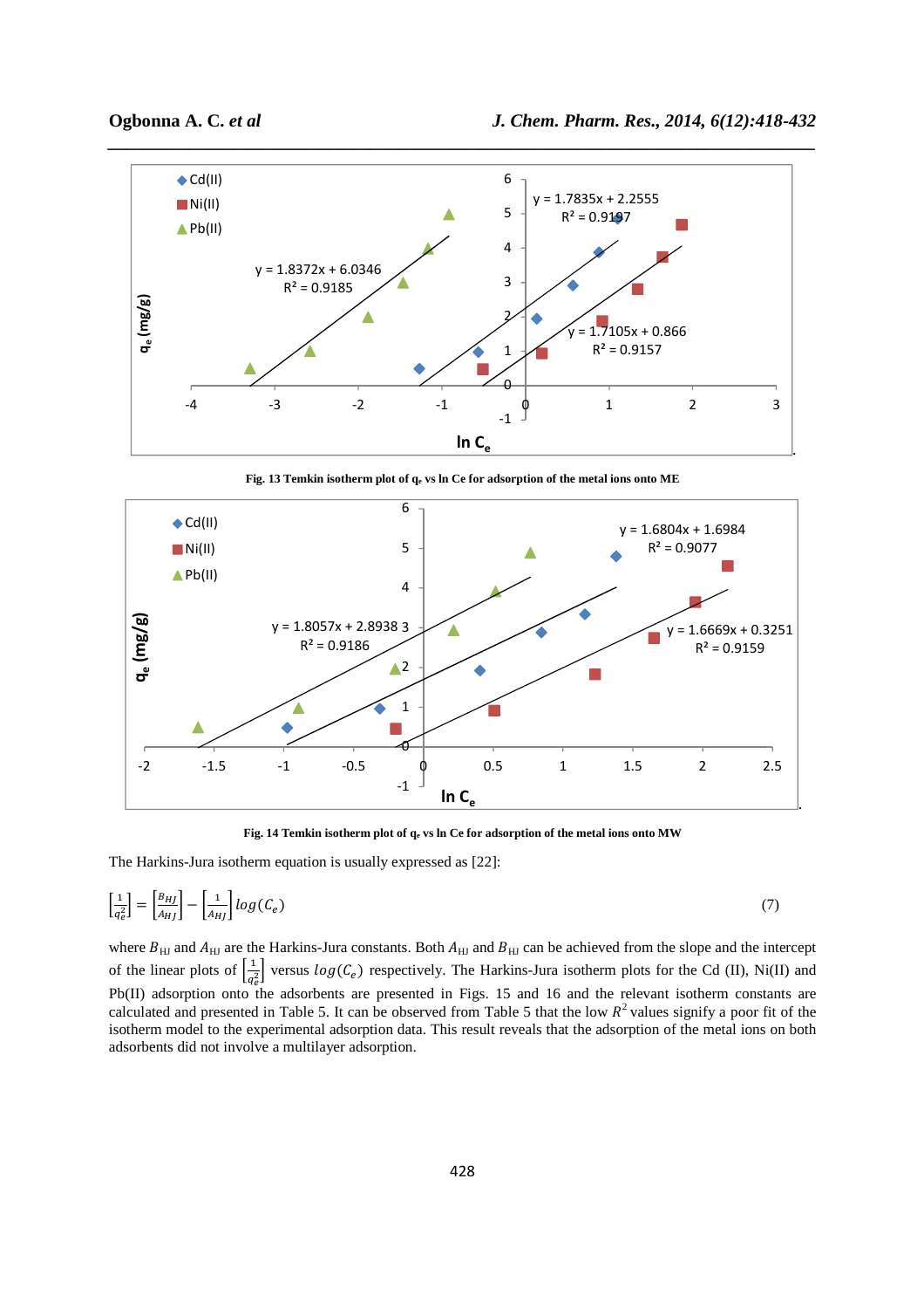Fig. 13 Temkin isotherm plot of $q_e$ vs ln Ce for adsorption of the metal ions onto ME

Fig. 14 Temkin isotherm plot of $q_e$ vs ln Ce for adsorption of the metal ions onto MW

The Harkins-Jura isotherm equation is usually expressed as [22]:

$$\left[\frac{1}{q_e^2}\right] = \left[\frac{B_{HJ}}{A_{HJ}}\right] - \left[\frac{1}{A_{HJ}}\right] log(C_e) \tag{7}$$

where $B_{HJ}$ and $A_{HJ}$ are the Harkins-Jura constants. Both $A_{HJ}$ and $B_{HJ}$ can be achieved from the slope and the intercept of the linear plots of $\left[\frac{1}{q_e^2}\right]$ versus $log(C_e)$ respectively. The Harkins-Jura isotherm plots for the Cd (II), Ni(II) and Pb(II) adsorption onto the adsorbents are presented in Figs. 15 and 16 and the relevant isotherm constants are calculated and presented in Table 5. It can be observed from Table 5 that the low $R^2$ values signify a poor fit of the isotherm model to the experimental adsorption data. This result reveals that the adsorption of the metal ions on both adsorbents did not involve a multilayer adsorption.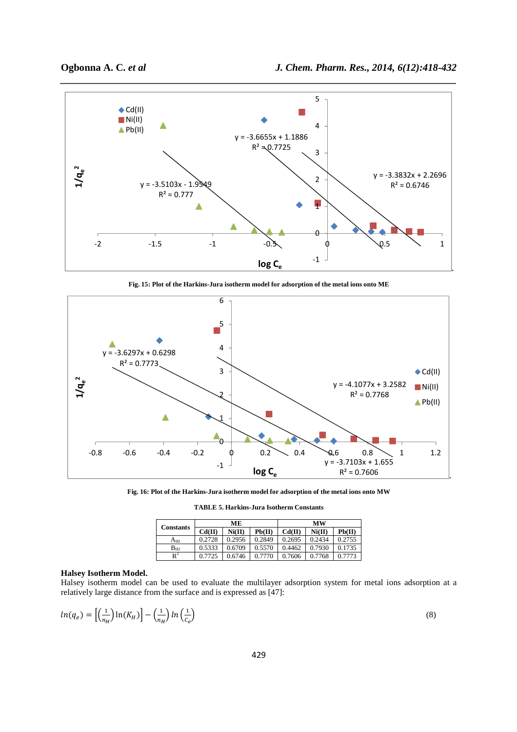Fig. 15: Plot of the Harkins-Jura isotherm model for adsorption of the metal ions onto ME

Fig. 16: Plot of the Harkins-Jura isotherm model for adsorption of the metal ions onto MW

**TABLE 5. Harkins-Jura Isotherm Constants**

| Constants | ME | | | MW | | |
|---|---|---|---|---|---|---|
| | Cd(II) | Ni(II) | Pb(II) | Cd(II) | Ni(II) | Pb(II) |
| $A_{HJ}$ | 0.2728 | 0.2956 | 0.2849 | 0.2695 | 0.2434 | 0.2755 |
| $B_{HJ}$ | 0.5333 | 0.6709 | 0.5570 | 0.4462 | 0.7930 | 0.1735 |
| $R^2$ | 0.7725 | 0.6746 | 0.7770 | 0.7606 | 0.7768 | 0.7773 |

**Halsey Isotherm Model.**

Halsey isotherm model can be used to evaluate the multilayer adsorption system for metal ions adsorption at a relatively large distance from the surface and is expressed as [47]:

$$ln(q_e) = \left[\left(\frac{1}{n_H}\right)\ln(K_H)\right] - \left(\frac{1}{n_H}\right) ln\left(\frac{1}{C_e}\right) \tag{8}$$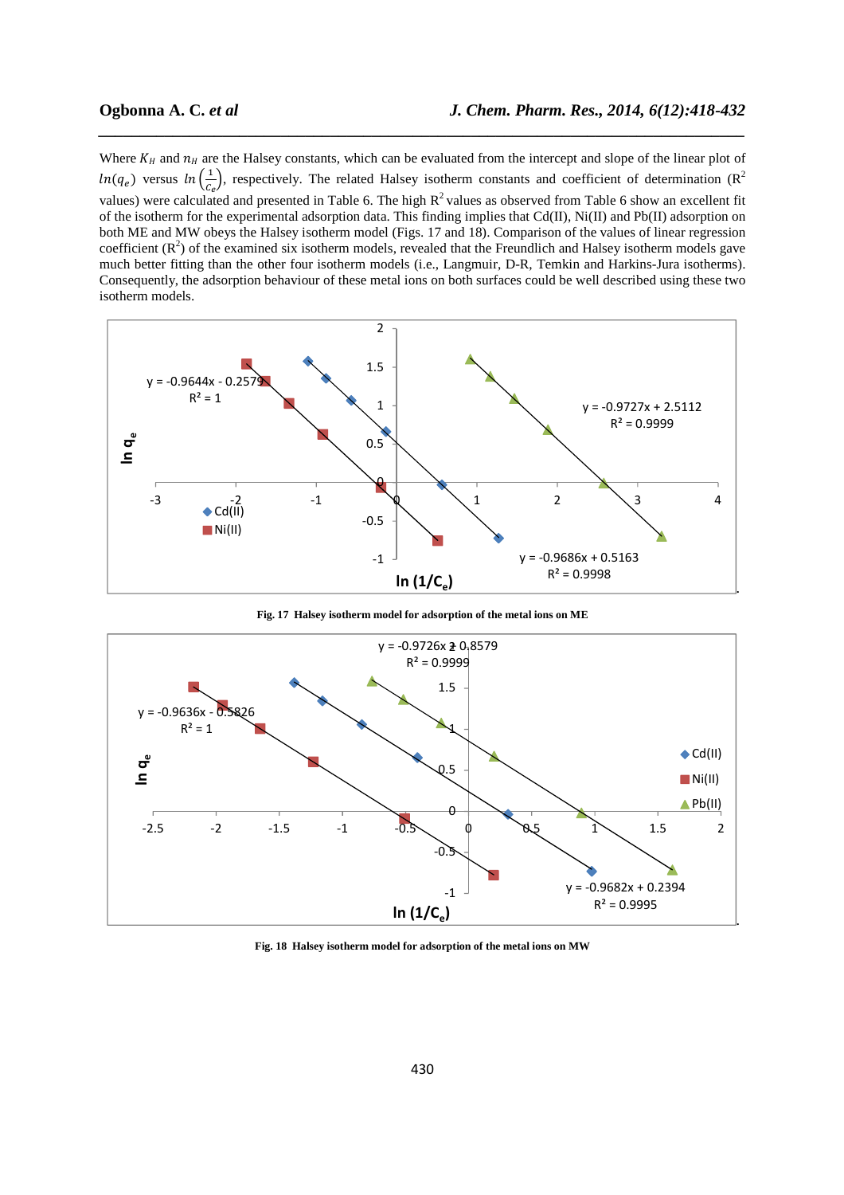Where $K_H$ and $n_H$ are the Halsey constants, which can be evaluated from the intercept and slope of the linear plot of $ln(q_e)$ versus $ln\left(\frac{1}{C_e}\right)$, respectively. The related Halsey isotherm constants and coefficient of determination ($R^2$ values) were calculated and presented in Table 6. The high $R^2$ values as observed from Table 6 show an excellent fit of the isotherm for the experimental adsorption data. This finding implies that Cd(II), Ni(II) and Pb(II) adsorption on both ME and MW obeys the Halsey isotherm model (Figs. 17 and 18). Comparison of the values of linear regression coefficient ($R^2$) of the examined six isotherm models, revealed that the Freundlich and Halsey isotherm models gave much better fitting than the other four isotherm models (i.e., Langmuir, D-R, Temkin and Harkins-Jura isotherms). Consequently, the adsorption behaviour of these metal ions on both surfaces could be well described using these two isotherm models.

**Fig. 17 Halsey isotherm model for adsorption of the metal ions on ME**

**Fig. 18 Halsey isotherm model for adsorption of the metal ions on MW**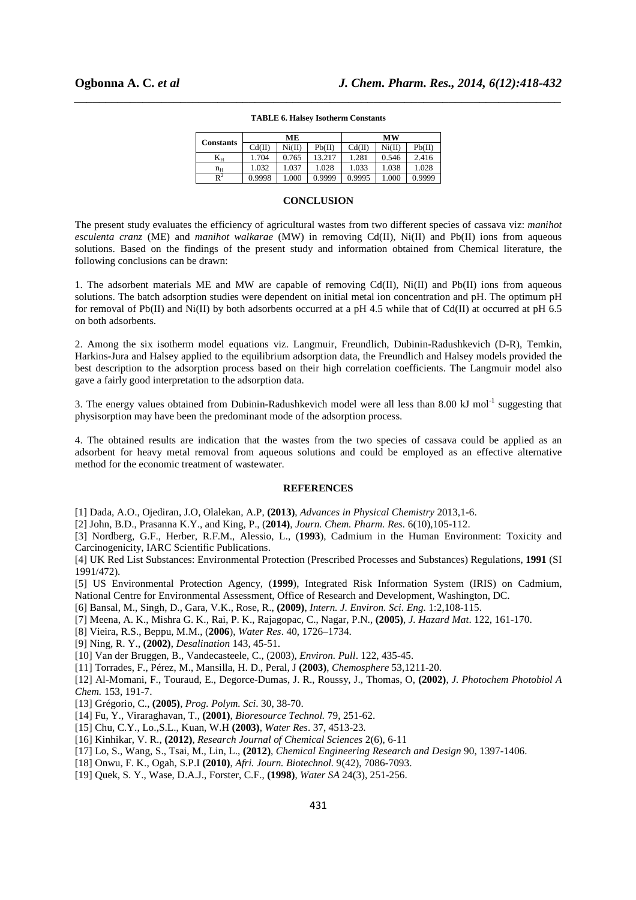**TABLE 6. Halsey Isotherm Constants**

| Constants | ME | | | MW | | |
|---|---|---|---|---|---|---|
| | Cd(II) | Ni(II) | Pb(II) | Cd(II) | Ni(II) | Pb(II) |
| $K_H$ | 1.704 | 0.765 | 13.217 | 1.281 | 0.546 | 2.416 |
| $n_H$ | 1.032 | 1.037 | 1.028 | 1.033 | 1.038 | 1.028 |
| $R^2$ | 0.9998 | 1.000 | 0.9999 | 0.9995 | 1.000 | 0.9999 |

## CONCLUSION

The present study evaluates the efficiency of agricultural wastes from two different species of cassava viz: *manihot esculenta cranz* (ME) and *manihot walkarae* (MW) in removing Cd(II), Ni(II) and Pb(II) ions from aqueous solutions. Based on the findings of the present study and information obtained from Chemical literature, the following conclusions can be drawn:

1. The adsorbent materials ME and MW are capable of removing Cd(II), Ni(II) and Pb(II) ions from aqueous solutions. The batch adsorption studies were dependent on initial metal ion concentration and pH. The optimum pH for removal of Pb(II) and Ni(II) by both adsorbents occurred at a pH 4.5 while that of Cd(II) at occurred at pH 6.5 on both adsorbents.

2. Among the six isotherm model equations viz. Langmuir, Freundlich, Dubinin-Radushkevich (D-R), Temkin, Harkins-Jura and Halsey applied to the equilibrium adsorption data, the Freundlich and Halsey models provided the best description to the adsorption process based on their high correlation coefficients. The Langmuir model also gave a fairly good interpretation to the adsorption data.

3. The energy values obtained from Dubinin-Radushkevich model were all less than 8.00 kJ $mol^{-1}$ suggesting that physisorption may have been the predominant mode of the adsorption process.

4. The obtained results are indication that the wastes from the two species of cassava could be applied as an adsorbent for heavy metal removal from aqueous solutions and could be employed as an effective alternative method for the economic treatment of wastewater.

## REFERENCES

[1] Dada, A.O., Ojediran, J.O, Olalekan, A.P, **(2013)**, *Advances in Physical Chemistry* 2013,1-6.

[2] John, B.D., Prasanna K.Y., and King, P., (**2014)**, *Journ. Chem. Pharm. Res.* 6(10),105-112.

[3] Nordberg, G.F., Herber, R.F.M., Alessio, L., (**1993**), Cadmium in the Human Environment: Toxicity and Carcinogenicity, IARC Scientific Publications.

[4] UK Red List Substances: Environmental Protection (Prescribed Processes and Substances) Regulations, **1991** (SI 1991/472).

[5] US Environmental Protection Agency, (**1999**), Integrated Risk Information System (IRIS) on Cadmium, National Centre for Environmental Assessment, Office of Research and Development, Washington, DC.

[6] Bansal, M., Singh, D., Gara, V.K., Rose, R., **(2009)**, *Intern. J. Environ. Sci. Eng.* 1:2,108-115.

[7] Meena, A. K., Mishra G. K., Rai, P. K., Rajagopac, C., Nagar, P.N., **(2005)**, *J. Hazard Mat*. 122, 161-170.

[8] Vieira, R.S., Beppu, M.M., (**2006**), *Water Res*. 40, 1726–1734.

[9] Ning, R. Y., **(2002)**, *Desalination* 143, 45-51.

[10] Van der Bruggen, B., Vandecasteele, C., (2003), *Environ. Pull*. 122, 435-45.

[11] Torrades, F., Pérez, M., Mansilla, H. D., Peral, J **(2003)**, *Chemosphere* 53,1211-20.

[12] Al-Momani, F., Touraud, E., Degorce-Dumas, J. R., Roussy, J., Thomas, O, **(2002)**, *J. Photochem Photobiol A Chem.* 153, 191-7.

[13] Grégorio, C., **(2005)**, *Prog. Polym. Sci*. 30, 38-70.

[14] Fu, Y., Viraraghavan, T., **(2001)**, *Bioresource Technol.* 79, 251-62.

[15] Chu, C.Y., Lo.,S.L., Kuan, W.H **(2003)**, *Water Res*. 37, 4513-23.

[16] Kinhikar, V. R., **(2012)**, *Research Journal of Chemical Sciences* 2(6), 6-11

[17] Lo, S., Wang, S., Tsai, M., Lin, L., **(2012)**, *Chemical Engineering Research and Design* 90, 1397-1406.

[18] Onwu, F. K., Ogah, S.P.I **(2010)**, *Afri. Journ. Biotechnol.* 9(42), 7086-7093.

[19] Quek, S. Y., Wase, D.A.J., Forster, C.F., **(1998)**, *Water SA* 24(3), 251-256.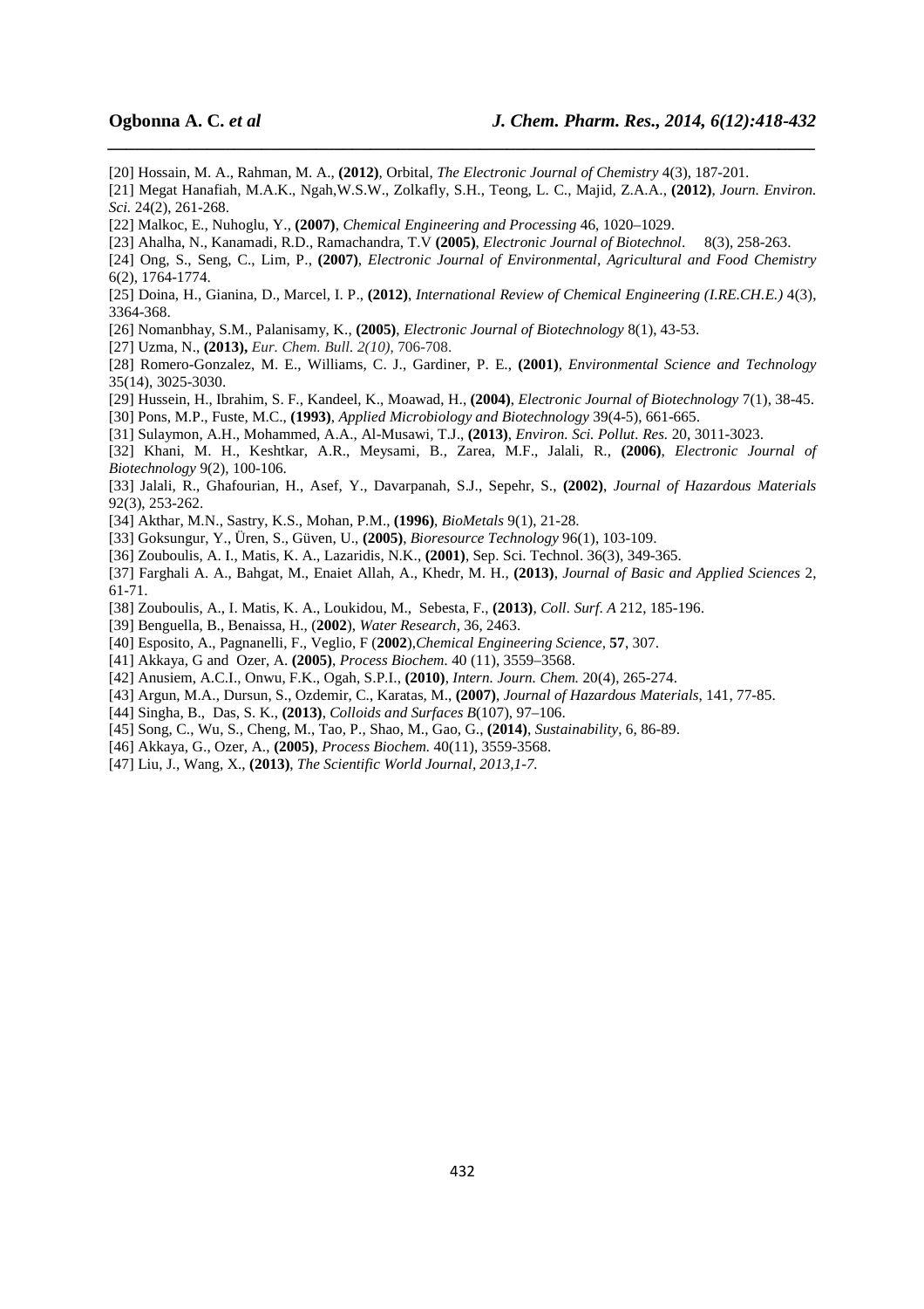[20] Hossain, M. A., Rahman, M. A., **(2012)**, Orbital, *The Electronic Journal of Chemistry* 4(3), 187-201.

[21] Megat Hanafiah, M.A.K., Ngah,W.S.W., Zolkafly, S.H., Teong, L. C., Majid, Z.A.A., **(2012)**, *Journ. Environ. Sci.* 24(2), 261-268.

[22] Malkoc, E., Nuhoglu, Y., **(2007)**, *Chemical Engineering and Processing* 46, 1020–1029.

[23] Ahalha, N., Kanamadi, R.D., Ramachandra, T.V **(2005)**, *Electronic Journal of Biotechnol*. 8(3), 258-263.

[24] Ong, S., Seng, C., Lim, P., **(2007)**, *Electronic Journal of Environmental, Agricultural and Food Chemistry* 6(2), 1764-1774.

[25] Doina, H., Gianina, D., Marcel, I. P., **(2012)**, *International Review of Chemical Engineering (I.RE.CH.E.)* 4(3), 3364-368.

[26] Nomanbhay, S.M., Palanisamy, K., **(2005)**, *Electronic Journal of Biotechnology* 8(1), 43-53.

[27] Uzma, N., **(2013),** *Eur. Chem. Bull. 2(10),* 706-708.

[28] Romero-Gonzalez, M. E., Williams, C. J., Gardiner, P. E., **(2001)**, *Environmental Science and Technology* 35(14), 3025-3030.

[29] Hussein, H., Ibrahim, S. F., Kandeel, K., Moawad, H., **(2004)**, *Electronic Journal of Biotechnology* 7(1), 38-45.

[30] Pons, M.P., Fuste, M.C., **(1993)**, *Applied Microbiology and Biotechnology* 39(4-5), 661-665.

[31] Sulaymon, A.H., Mohammed, A.A., Al-Musawi, T.J., **(2013)**, *Environ. Sci. Pollut. Res.* 20, 3011-3023.

[32] Khani, M. H., Keshtkar, A.R., Meysami, B., Zarea, M.F., Jalali, R., **(2006)**, *Electronic Journal of Biotechnology* 9(2), 100-106.

[33] Jalali, R., Ghafourian, H., Asef, Y., Davarpanah, S.J., Sepehr, S., **(2002)**, *Journal of Hazardous Materials* 92(3), 253-262.

[34] Akthar, M.N., Sastry, K.S., Mohan, P.M., **(1996)**, *BioMetals* 9(1), 21-28.

[33] Goksungur, Y., Üren, S., Güven, U., **(2005)**, *Bioresource Technology* 96(1), 103-109.

[36] Zouboulis, A. I., Matis, K. A., Lazaridis, N.K., **(2001)**, Sep. Sci. Technol. 36(3), 349-365.

[37] Farghali A. A., Bahgat, M., Enaiet Allah, A., Khedr, M. H., **(2013)**, *Journal of Basic and Applied Sciences* 2, 61-71.

[38] Zouboulis, A., I. Matis, K. A., Loukidou, M., Sebesta, F., **(2013)**, *Coll. Surf. A* 212, 185-196.

[39] Benguella, B., Benaissa, H., (**2002**), *Water Research*, 36, 2463.

[40] Esposito, A., Pagnanelli, F., Veglio, F (**2002**),*Chemical Engineering Science*, **57**, 307.

[41] Akkaya, G and Ozer, A. **(2005)**, *Process Biochem.* 40 (11), 3559–3568.

[42] Anusiem, A.C.I., Onwu, F.K., Ogah, S.P.I., **(2010)**, *Intern. Journ. Chem.* 20(4), 265-274.

[43] Argun, M.A., Dursun, S., Ozdemir, C., Karatas, M., **(2007)**, *Journal of Hazardous Materials*, 141, 77-85.

[44] Singha, B., Das, S. K., **(2013)**, *Colloids and Surfaces B*(107), 97–106.

[45] Song, C., Wu, S., Cheng, M., Tao, P., Shao, M., Gao, G., **(2014)**, *Sustainability*, 6, 86-89.

[46] Akkaya, G., Ozer, A., **(2005)**, *Process Biochem.* 40(11), 3559-3568.

[47] Liu, J., Wang, X., **(2013)**, *The Scientific World Journal, 2013,1-7.*